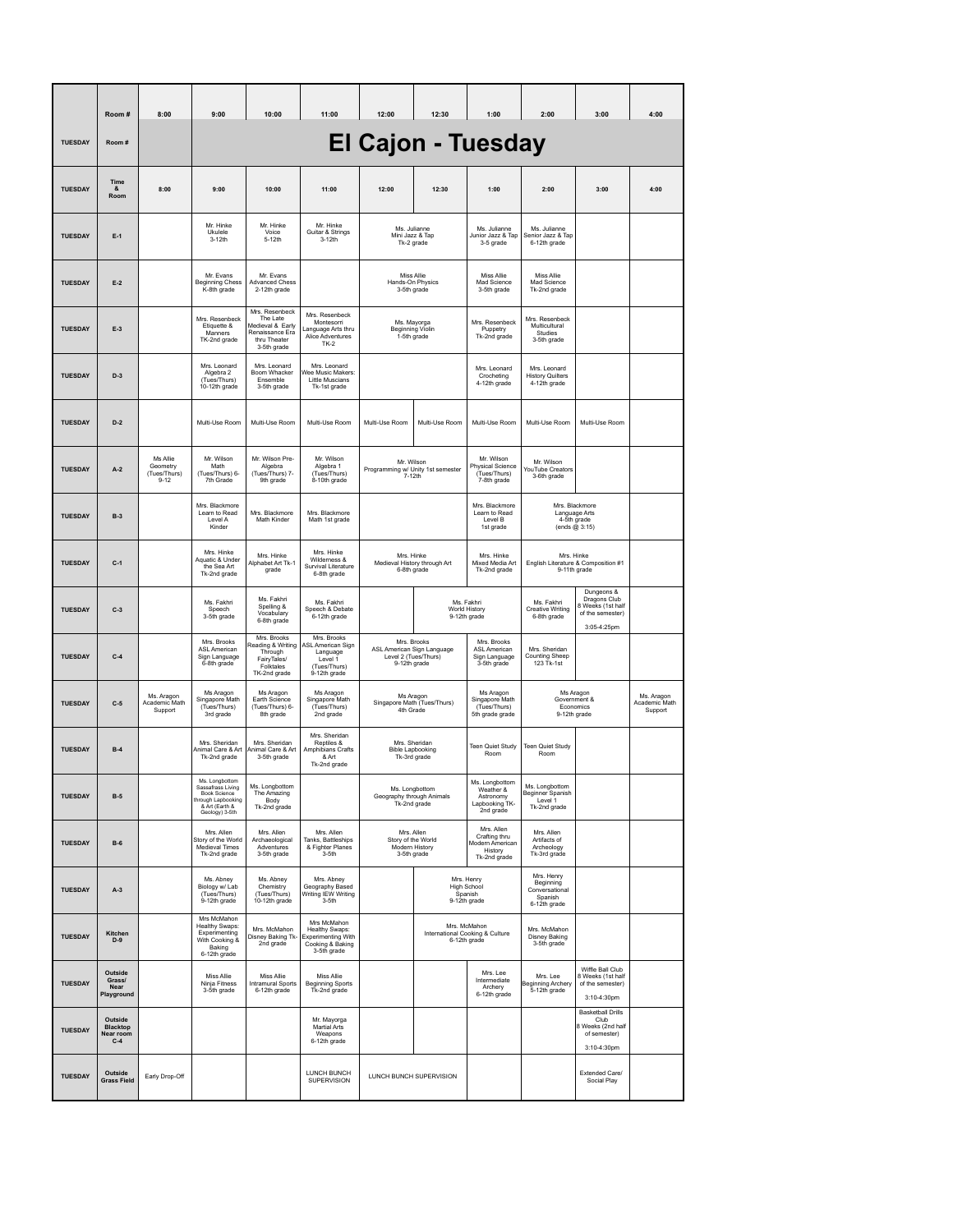# El Cajon - Tuesday

| | Room # | 8:00 | 9:00 | 10:00 | 11:00 | 12:00 | 12:30 | 1:00 | 2:00 | 3:00 | 4:00 |
|---|---|---|---|---|---|---|---|---|---|---|---|
| TUESDAY | Room # | El Cajon - Tuesday | | | | | | | | | |
| TUESDAY | Time & Room | 8:00 | 9:00 | 10:00 | 11:00 | 12:00 | 12:30 | 1:00 | 2:00 | 3:00 | 4:00 |
| TUESDAY | E-1 | | Mr. Hinke Ukulele 3-12th | Mr. Hinke Voice 5-12th | Mr. Hinke Guitar & Strings 3-12th | Ms. Julianne Mini Jazz & Tap Tk-2 grade | | Ms. Julianne Junior Jazz & Tap 3-5 grade | Ms. Julianne Senior Jazz & Tap 6-12th grade | | |
| TUESDAY | E-2 | | Mr. Evans Beginning Chess K-8th grade | Mr. Evans Advanced Chess 2-12th grade | | Miss Allie Hands-On Physics 3-5th grade | | Miss Allie Mad Science 3-5th grade | Miss Allie Mad Science Tk-2nd grade | | |
| TUESDAY | E-3 | | Mrs. Resenbeck Etiquette & Manners TK-2nd grade | Mrs. Resenbeck The Late Medieval & Early Renaissance Era thru Theater 3-5th grade | Mrs. Resenbeck Montesorri Language Arts thru Alice Adventures TK-2 | Ms. Mayorga Beginning Violin 1-5th grade | | Mrs. Resenbeck Puppetry Tk-2nd grade | Mrs. Resenbeck Multicultural Studies 3-5th grade | | |
| TUESDAY | D-3 | | Mrs. Leonard Algebra 2 (Tues/Thurs) 10-12th grade | Mrs. Leonard Boom Whacker Ensemble 3-5th grade | Mrs. Leonard Wee Music Makers: Little Muscians Tk-1st grade | | | Mrs. Leonard Crocheting 4-12th grade | Mrs. Leonard History Quilters 4-12th grade | | |
| TUESDAY | D-2 | | Multi-Use Room | Multi-Use Room | Multi-Use Room | Multi-Use Room | Multi-Use Room | Multi-Use Room | Multi-Use Room | Multi-Use Room | |
| TUESDAY | A-2 | Ms Allie Geometry (Tues/Thurs) 9-12 | Mr. Wilson Math (Tues/Thurs) 6-7th Grade | Mr. Wilson Pre-Algebra (Tues/Thurs) 7-9th grade | Mr. Wilson Algebra 1 (Tues/Thurs) 8-10th grade | Mr. Wilson Programming w/ Unity 1st semester 7-12th | | Mr. Wilson Physical Science (Tues/Thurs) 7-8th grade | Mr. Wilson YouTube Creators 3-6th grade | | |
| TUESDAY | B-3 | | Mrs. Blackmore Learn to Read Level A Kinder | Mrs. Blackmore Math Kinder | Mrs. Blackmore Math 1st grade | | | Mrs. Blackmore Learn to Read Level B 1st grade | Mrs. Blackmore Language Arts 4-5th grade (ends @ 3:15) | | |
| TUESDAY | C-1 | | Mrs. Hinke Aquatic & Under the Sea Art Tk-2nd grade | Mrs. Hinke Alphabet Art Tk-1 grade | Mrs. Hinke Wilderness & Survival Literature 6-8th grade | Mrs. Hinke Medieval History through Art 6-8th grade | | Mrs. Hinke Mixed Media Art Tk-2nd grade | Mrs. Hinke English Literature & Composition #1 9-11th grade | | |
| TUESDAY | C-3 | | Ms. Fakhri Speech 3-5th grade | Ms. Fakhri Spelling & Vocabulary 6-8th grade | Ms. Fakhri Speech & Debate 6-12th grade | | Ms. Fakhri World History 9-12th grade | | Ms. Fakhri Creative Writing 6-8th grade | Dungeons & Dragons Club 8 Weeks (1st half of the semester) 3:05-4:25pm | |
| TUESDAY | C-4 | | Mrs. Brooks ASL American Sign Language 6-8th grade | Mrs. Brooks Reading & Writing Through FairyTales/ Folktales TK-2nd grade | Mrs. Brooks ASL American Sign Language Level 1 (Tues/Thurs) 9-12th grade | Mrs. Brooks ASL American Sign Language Level 2 (Tues/Thurs) 9-12th grade | | Mrs. Brooks ASL American Sign Language 3-5th grade | Mrs. Sheridan Counting Sheep 123 Tk-1st | | |
| TUESDAY | C-5 | Ms. Aragon Academic Math Support | Ms Aragon Singapore Math (Tues/Thurs) 3rd grade | Ms Aragon Earth Science (Tues/Thurs) 6-8th grade | Ms Aragon Singapore Math (Tues/Thurs) 2nd grade | Ms Aragon Singapore Math (Tues/Thurs) 4th Grade | | Ms Aragon Singapore Math (Tues/Thurs) 5th grade grade | Ms Aragon Government & Economics 9-12th grade | | Ms. Aragon Academic Math Support |
| TUESDAY | B-4 | | Mrs. Sheridan Animal Care & Art Tk-2nd grade | Mrs. Sheridan Animal Care & Art 3-5th grade | Mrs. Sheridan Reptiles & Amphibians Crafts & Art Tk-2nd grade | Mrs. Sheridan Bible Lapbooking Tk-3rd grade | | Teen Quiet Study Room | Teen Quiet Study Room | | |
| TUESDAY | B-5 | | Ms. Longbottom Sassafrass Living Book Science through Lapbooking & Art (Earth & Geology) 3-5th | Ms. Longbottom The Amazing Body Tk-2nd grade | | Ms. Longbottom Geography through Animals Tk-2nd grade | | Ms. Longbottom Weather & Astronomy Lapbooking TK-2nd grade | Ms. Longbottom Beginner Spanish Level 1 Tk-2nd grade | | |
| TUESDAY | B-6 | | Mrs. Allen Story of the World Medieval Times Tk-2nd grade | Mrs. Allen Archaeological Adventures 3-5th grade | Mrs. Allen Tanks, Battleships & Fighter Planes 3-5th | Mrs. Allen Story of the World Modern History 3-5th grade | | Mrs. Allen Crafting thru Modern American History Tk-2nd grade | Mrs. Allen Artifacts of Archeology Tk-3rd grade | | |
| TUESDAY | A-3 | | Ms. Abney Biology w/ Lab (Tues/Thurs) 9-12th grade | Ms. Abney Chemistry (Tues/Thurs) 10-12th grade | Mrs. Abney Geography Based Writing IEW Writing 3-5th | | Mrs. Henry High School Spanish 9-12th grade | | Mrs. Henry Beginning Conversational Spanish 6-12th grade | | |
| TUESDAY | Kitchen D-9 | | Mrs McMahon Healthy Swaps: Experimenting With Cooking & Baking 6-12th grade | Mrs. McMahon Disney Baking Tk-2nd grade | Mrs McMahon Healthy Swaps: Experimenting With Cooking & Baking 3-5th grade | | Mrs. McMahon International Cooking & Culture 6-12th grade | | Mrs. McMahon Disney Baking 3-5th grade | | |
| TUESDAY | Outside Grass/ Near Playground | | Miss Allie Ninja Fitness 3-5th grade | Miss Allie Intramural Sports 6-12th grade | Miss Allie Beginning Sports Tk-2nd grade | | | Mrs. Lee Intermediate Archery 6-12th grade | Mrs. Lee Beginning Archery 5-12th grade | Wiffle Ball Club 8 Weeks (1st half of the semester) 3:10-4:30pm | |
| TUESDAY | Outside Blacktop Near room C-4 | | | | Mr. Mayorga Martial Arts Weapons 6-12th grade | | | | | Basketball Drills Club 8 Weeks (2nd half of semester) 3:10-4:30pm | |
| TUESDAY | Outside Grass Field | Early Drop-Off | | | LUNCH BUNCH SUPERVISION | LUNCH BUNCH SUPERVISION | | | | Extended Care/ Social Play | |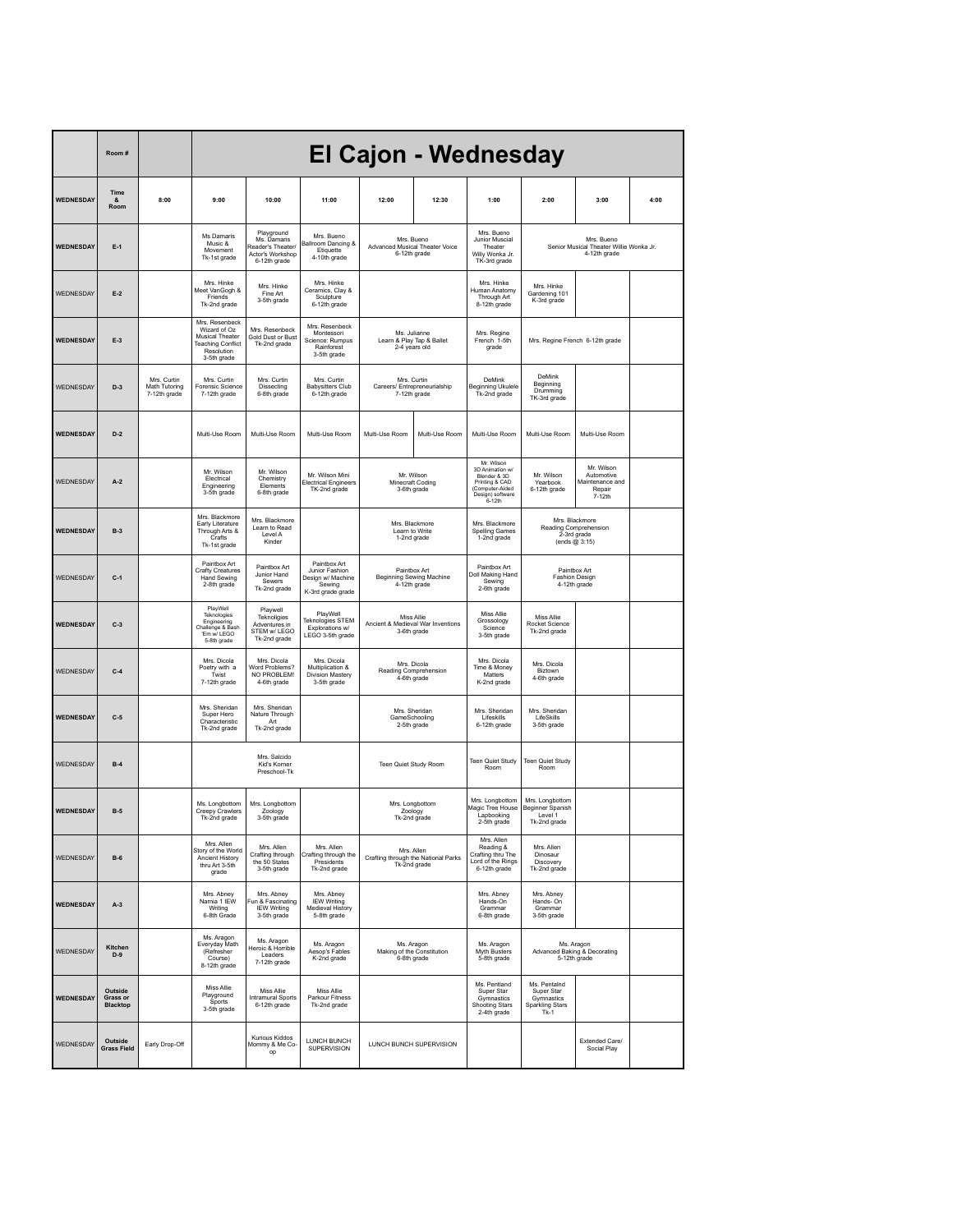| | Room # | | El Cajon - Wednesday | | | | | | | | |
|---|---|---|---|---|---|---|---|---|---|---|---|
| WEDNESDAY | Time & Room | 8:00 | 9:00 | 10:00 | 11:00 | 12:00 | 12:30 | 1:00 | 2:00 | 3:00 | 4:00 |
| WEDNESDAY | E-1 | | Ms Damaris Music & Movement Tk-1st grade | Playground Ms. Damaris Reader's Theater/ Actor's Workshop 6-12th grade | Mrs. Bueno Ballroom Dancing & Etiquette 4-10th grade | Mrs. Bueno Advanced Musical Theater Voice 6-12th grade | | Mrs. Bueno Junior Muscial Theater Willy Wonka Jr. TK-3rd grade | Mrs. Bueno Senior Musical Theater Willie Wonka Jr. 4-12th grade | | |
| WEDNESDAY | E-2 | | Mrs. Hinke Meet VanGogh & Friends Tk-2nd grade | Mrs. Hinke Fine Art 3-5th grade | Mrs. Hinke Ceramics, Clay & Sculpture 6-12th grade | | | Mrs. Hinke Human Anatomy Through Art 8-12th grade | Mrs. Hinke Gardening 101 K-3rd grade | | |
| WEDNESDAY | E-3 | | Mrs. Resenbeck Wizard of Oz Musical Theater Teaching Conflict Resolution 3-5th grade | Mrs. Resenbeck Gold Dust or Bust Tk-2nd grade | Mrs. Resenbeck Montessori Science: Rumpus Rainforest 3-5th grade | Ms. Julianne Learn & Play Tap & Ballet 2-4 years old | | Mrs. Regine French 1-5th grade | Mrs. Regine French 6-12th grade | | |
| WEDNESDAY | D-3 | Mrs. Curtin Math Tutoring 7-12th grade | Mrs. Curtin Forensic Science 7-12th grade | Mrs. Curtin Dissecting 6-8th grade | Mrs. Curtin Babysitters Club 6-12th grade | Mrs. Curtin Careers/ Entrepreneurialship 7-12th grade | | DeMink Beginning Ukulele Tk-2nd grade | DeMink Beginning Drumming TK-3rd grade | | |
| WEDNESDAY | D-2 | | Multi-Use Room | Multi-Use Room | Multi-Use Room | Multi-Use Room | Multi-Use Room | Multi-Use Room | Multi-Use Room | Multi-Use Room | |
| WEDNESDAY | A-2 | | Mr. Wilson Electrical Engineering 3-5th grade | Mr. Wilson Chemistry Elements 6-8th grade | Mr. Wilson Mini Electrical Engineers TK-2nd grade | Mr. Wilson Minecraft Coding 3-6th grade | | Mr. Wilson 3D Animation w/ Blender & 3D Printing & CAD (Computer-Aided Design) software 6-12th | Mr. Wilson Yearbook 6-12th grade | Mr. Wilson Automotive Maintenance and Repair 7-12th | |
| WEDNESDAY | B-3 | | Mrs. Blackmore Early Literature Through Arts & Crafts Tk-1st grade | Mrs. Blackmore Learn to Read Level A Kinder | | Mrs. Blackmore Learn to Write 1-2nd grade | | Mrs. Blackmore Spelling Games 1-2nd grade | Mrs. Blackmore Reading Comprehension 2-3rd grade (ends @ 3:15) | | |
| WEDNESDAY | C-1 | | Paintbox Art Crafty Creatures Hand Sewing 2-8th grade | Paintbox Art Junior Hand Sewers Tk-2nd grade | Paintbox Art Junior Fashion Design w/ Machine Sewing K-3rd grade grade | Paintbox Art Beginning Sewing Machine 4-12th grade | | Paintbox Art Doll Making Hand Sewing 2-6th grade | Paintbox Art Fashion Design 4-12th grade | | |
| WEDNESDAY | C-3 | | PlayWell Teknologies Engineering Challenge & Bash 'Em w/ LEGO 5-8th grade | Playwell Teknoligies Adventures in STEM w/ LEGO Tk-2nd grade | PlayWell Teknologies STEM Explorations w/ LEGO 3-5th grade | Miss Allie Ancient & Medieval War Inventions 3-6th grade | | Miss Allie Grossology Science 3-5th grade | Miss Allie Rocket Science Tk-2nd grade | | |
| WEDNESDAY | C-4 | | Mrs. Dicola Poetry with a Twist 7-12th grade | Mrs. Dicola Word Problems? NO PROBLEM! 4-6th grade | Mrs. Dicola Multiplication & Division Mastery 3-5th grade | Mrs. Dicola Reading Comprehension 4-6th grade | | Mrs. Dicola Time & Money Matters K-2nd grade | Mrs. Dicola Biztown 4-6th grade | | |
| WEDNESDAY | C-5 | | Mrs. Sheridan Super Hero Characteristic Tk-2nd grade | Mrs. Sheridan Nature Through Art Tk-2nd grade | | Mrs. Sheridan GameSchooling 2-5th grade | | Mrs. Sheridan Lifeskills 6-12th grade | Mrs. Sheridan LifeSkills 3-5th grade | | |
| WEDNESDAY | B-4 | | Mrs. Salcido Kid's Korner Preschool-Tk | | | Teen Quiet Study Room | | Teen Quiet Study Room | Teen Quiet Study Room | | |
| WEDNESDAY | B-5 | | Ms. Longbottom Creepy Crawlers Tk-2nd grade | Mrs. Longbottom Zoology 3-5th grade | | Mrs. Longbottom Zoology Tk-2nd grade | | Mrs. Longbottom Magic Tree House Lapbooking 2-5th grade | Mrs. Longbottom Beginner Spanish Level 1 Tk-2nd grade | | |
| WEDNESDAY | B-6 | | Mrs. Allen Story of the World Ancient History thru Art 3-5th grade | Mrs. Allen Crafting through the 50 States 3-5th grade | Mrs. Allen Crafting through the Presidents Tk-2nd grade | Mrs. Allen Crafting through the National Parks Tk-2nd grade | | Mrs. Allen Reading & Crafting thru The Lord of the Rings 6-12th grade | Mrs. Allen Dinosaur Discovery Tk-2nd grade | | |
| WEDNESDAY | A-3 | | Mrs. Abney Narnia 1 IEW Writing 6-8th Grade | Mrs. Abney Fun & Fascinating IEW Writing 3-5th grade | Mrs. Abney IEW Writing Medieval History 5-8th grade | | | Mrs. Abney Hands-On Grammar 6-8th grade | Mrs. Abney Hands- On Grammar 3-5th grade | | |
| WEDNESDAY | Kitchen D-9 | | Ms. Aragon Everyday Math (Refresher Course) 8-12th grade | Ms. Aragon Heroic & Horrible Leaders 7-12th grade | Ms. Aragon Aesop's Fables K-2nd grade | Ms. Aragon Making of the Constitution 6-8th grade | | Ms. Aragon Myth Busters 5-8th grade | Ms. Aragon Advanced Baking & Decorating 5-12th grade | | |
| WEDNESDAY | Outside Grass or Blacktop | | Miss Allie Playground Sports 3-5th grade | Miss Allie Intramural Sports 6-12th grade | Miss Allie Parkour Fitness Tk-2nd grade | | | Ms. Pentland Super Star Gymnastics Shooting Stars 2-4th grade | Ms. Pentalnd Super Star Gymnastics Sparkling Stars Tk-1 | | |
| WEDNESDAY | Outside Grass Field | Early Drop-Off | | Kurious Kiddos Mommy & Me Co-op | LUNCH BUNCH SUPERVISION | LUNCH BUNCH SUPERVISION | | | | Extended Care/ Social Play | |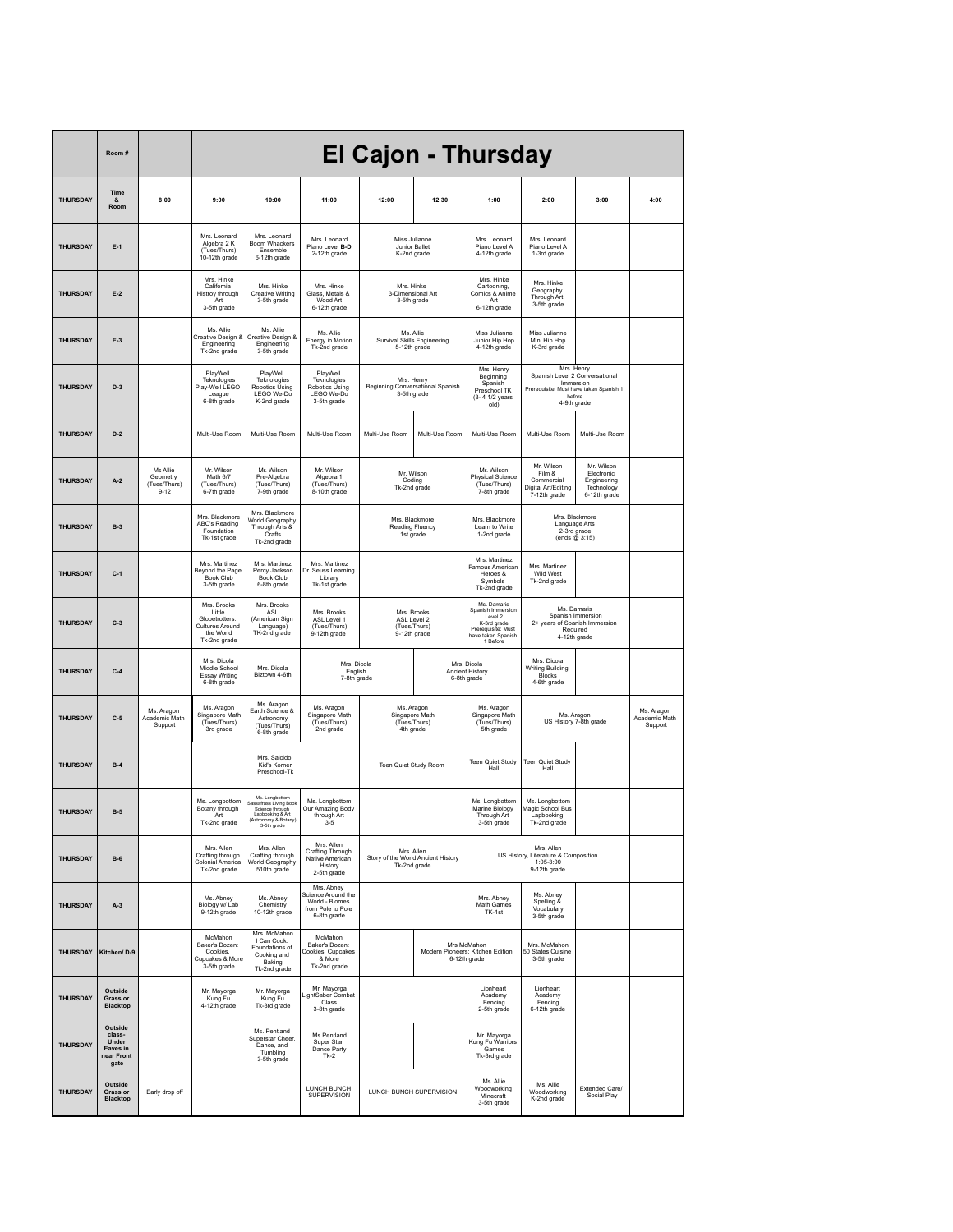| | Room # | | El Cajon - Thursday | | | | | | | | |
|---|---|---|---|---|---|---|---|---|---|---|---|
| THURSDAY | Time & Room | 8:00 | 9:00 | 10:00 | 11:00 | 12:00 | 12:30 | 1:00 | 2:00 | 3:00 | 4:00 |
| THURSDAY | E-1 | | Mrs. Leonard Algebra 2 K (Tues/Thurs) 10-12th grade | Mrs. Leonard Boom Whackers Ensemble 6-12th grade | Mrs. Leonard Piano Level **B-D** 2-12th grade | Miss Julianne Junior Ballet K-2nd grade | | Mrs. Leonard Piano Level A 4-12th grade | Mrs. Leonard Piano Level A 1-3rd grade | | |
| THURSDAY | E-2 | | Mrs. Hinke California Histroy through Art 3-5th grade | Mrs. Hinke Creative Writing 3-5th grade | Mrs. Hinke Glass, Metals & Wood Art 6-12th grade | Mrs. Hinke 3-Dimensional Art 3-5th grade | | Mrs. Hinke Cartooning, Comics & Anime Art 6-12th grade | Mrs. Hinke Geography Through Art 3-5th grade | | |
| THURSDAY | E-3 | | Ms. Allie Creative Design & Engineering Tk-2nd grade | Ms. Allie Creative Design & Engineering 3-5th grade | Ms. Allie Energy in Motion Tk-2nd grade | Ms. Allie Survival Skills Engineering 5-12th grade | | Miss Julianne Junior Hip Hop 4-12th grade | Miss Julianne Mini Hip Hop K-3rd grade | | |
| THURSDAY | D-3 | | PlayWell Teknologies Play-Well LEGO League 6-8th grade | PlayWell Teknologies Robotics Using LEGO We-Do K-2nd grade | PlayWell Teknologies Robotics Using LEGO We-Do 3-5th grade | Mrs. Henry Beginning Conversational Spanish 3-5th grade | | Mrs. Henry Beginning Spanish Preschool TK (3- 4 1/2 years old) | Mrs. Henry Spanish Level 2 Conversational Immersion Prerequisite: Must have taken Spanish 1 before 4-9th grade | | |
| THURSDAY | D-2 | | Multi-Use Room | Multi-Use Room | Multi-Use Room | Multi-Use Room | Multi-Use Room | Multi-Use Room | Multi-Use Room | Multi-Use Room | |
| THURSDAY | A-2 | Ms Allie Geometry (Tues/Thurs) 9-12 | Mr. Wilson Math 6/7 (Tues/Thurs) 6-7th grade | Mr. Wilson Pre-Algebra (Tues/Thurs) 7-9th grade | Mr. Wilson Algebra 1 (Tues/Thurs) 8-10th grade | Mr. Wilson Coding Tk-2nd grade | | Mr. Wilson Physical Science (Tues/Thurs) 7-8th grade | Mr. Wilson Film & Commercial Digital Art/Editing 7-12th grade | Mr. Wilson Electronic Engineering Technology 6-12th grade | |
| THURSDAY | B-3 | | Mrs. Blackmore ABC's Reading Foundation Tk-1st grade | Mrs. Blackmore World Geography Through Arts & Crafts Tk-2nd grade | | Mrs. Blackmore Reading Fluency 1st grade | | Mrs. Blackmore Learn to Write 1-2nd grade | Mrs. Blackmore Language Arts 2-3rd grade (ends @ 3:15) | | |
| THURSDAY | C-1 | | Mrs. Martinez Beyond the Page Book Club 3-5th grade | Mrs. Martinez Percy Jackson Book Club 6-8th grade | Mrs. Martinez Dr. Seuss Learning Library Tk-1st grade | | | Mrs. Martinez Famous American Heroes & Symbols Tk-2nd grade | Mrs. Martinez Wild West Tk-2nd grade | | |
| THURSDAY | C-3 | | Mrs. Brooks Little Globetrotters: Cultures Around the World Tk-2nd grade | Mrs. Brooks ASL (American Sign Language) TK-2nd grade | Mrs. Brooks ASL Level 1 (Tues/Thurs) 9-12th grade | Mrs. Brooks ASL Level 2 (Tues/Thurs) 9-12th grade | | Ms. Damaris Spanish Immersion Level 2 K-3rd grade Prerequisite: Must have taken Spanish 1 Before | Ms. Damaris Spanish Immersion 2+ years of Spanish Immersion Required 4-12th grade | | |
| THURSDAY | C-4 | | Mrs. Dicola Middle School Essay Writing 6-8th grade | Mrs. Dicola Biztown 4-6th | Mrs. Dicola English 7-8th grade | | Mrs. Dicola Ancient History 6-8th grade | | Mrs. Dicola Writing Building Blocks 4-6th grade | | |
| THURSDAY | C-5 | Ms. Aragon Academic Math Support | Ms. Aragon Singapore Math (Tues/Thurs) 3rd grade | Ms. Aragon Earth Science & Astronomy (Tues/Thurs) 6-8th grade | Ms. Aragon Singapore Math (Tues/Thurs) 2nd grade | Ms. Aragon Singapore Math (Tues/Thurs) 4th grade | | Ms. Aragon Singapore Math (Tues/Thurs) 5th grade | Ms. Aragon US History 7-8th grade | | Ms. Aragon Academic Math Support |
| THURSDAY | B-4 | | Mrs. Salcido Kid's Korner Preschool-Tk | | | Teen Quiet Study Room | | Teen Quiet Study Hall | Teen Quiet Study Hall | | |
| THURSDAY | B-5 | | Ms. Longbottom Botany through Art Tk-2nd grade | Ms. Longbottom Sassafrass Living Book Science through Lapbooking & Art (Astronomy & Botany) 3-5th grade | Ms. Longbottom Our Amazing Body through Art 3-5 | | | Ms. Longbottom Marine Biology Through Art 3-5th grade | Ms. Longbottom Magic School Bus Lapbooking Tk-2nd grade | | |
| THURSDAY | B-6 | | Mrs. Allen Crafting through Colonial America Tk-2nd grade | Mrs. Allen Crafting through World Geography 510th grade | Mrs. Allen Crafting Through Native American History 2-5th grade | Mrs. Allen Story of the World Ancient History Tk-2nd grade | | Mrs. Allen US History, Literature & Composition 1:05-3:00 9-12th grade | | | |
| THURSDAY | A-3 | | Ms. Abney Biology w/ Lab 9-12th grade | Ms. Abney Chemistry 10-12th grade | Mrs. Abney Science Around the World - Biomes from Pole to Pole 6-8th grade | | | Ms. Abney Math Games TK-1st | Ms. Abney Spelling & Vocabulary 3-5th grade | | |
| THURSDAY | Kitchen/ D-9 | | McMahon Baker's Dozen: Cookies, Cupcakes & More 3-5th grade | Mrs. McMahon I Can Cook: Foundations of Cooking and Baking Tk-2nd grade | McMahon Baker's Dozen: Cookies, Cupcakes & More Tk-2nd grade | | Mrs McMahon Modern Pioneers: Kitchen Edition 6-12th grade | | Mrs. McMahon 50 States Cuisine 3-5th grade | | |
| THURSDAY | Outside Grass or Blacktop | | Mr. Mayorga Kung Fu 4-12th grade | Mr. Mayorga Kung Fu Tk-3rd grade | Mr. Mayorga LightSaber Combat Class 3-8th grade | | | Lionheart Academy Fencing 2-5th grade | Lionheart Academy Fencing 6-12th grade | | |
| THURSDAY | Outside class- Under Eaves in near Front gate | | | Ms. Pentland Superstar Cheer, Dance, and Tumbling 3-5th grade | Ms Pentland Super Star Dance Party Tk-2 | | | Mr. Mayorga Kung Fu Warriors Games Tk-3rd grade | | | |
| THURSDAY | Outside Grass or Blacktop | Early drop off | | | LUNCH BUNCH SUPERVISION | LUNCH BUNCH SUPERVISION | | Ms. Allie Woodworking Minecraft 3-5th grade | Ms. Allie Woodworking K-2nd grade | Extended Care/ Social Play | |